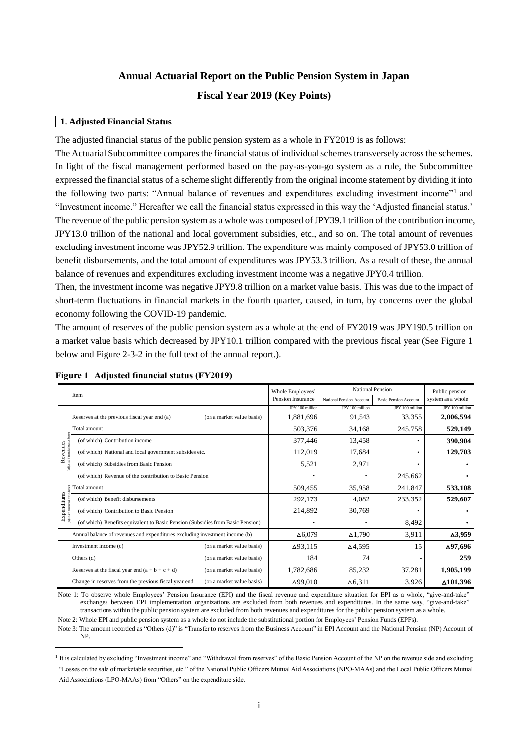# Annual Actuarial Report on the Public Pension System in Japan

## Fiscal Year 2019 (Key Points)

### 1. Adjusted Financial Status

The adjusted financial status of the public pension system as a whole in FY2019 is as follows:

The Actuarial Subcommittee compares the financial status of individual schemes transversely across the schemes. In light of the fiscal management performed based on the pay-as-you-go system as a rule, the Subcommittee expressed the financial status of a scheme slight differently from the original income statement by dividing it into the following two parts: "Annual balance of revenues and expenditures excluding investment income"[1] and "Investment income." Hereafter we call the financial status expressed in this way the 'Adjusted financial status.'

The revenue of the public pension system as a whole was composed of JPY39.1 trillion of the contribution income, JPY13.0 trillion of the national and local government subsidies, etc., and so on. The total amount of revenues excluding investment income was JPY52.9 trillion. The expenditure was mainly composed of JPY53.0 trillion of benefit disbursements, and the total amount of expenditures was JPY53.3 trillion. As a result of these, the annual balance of revenues and expenditures excluding investment income was a negative JPY0.4 trillion.

Then, the investment income was negative JPY9.8 trillion on a market value basis. This was due to the impact of short-term fluctuations in financial markets in the fourth quarter, caused, in turn, by concerns over the global economy following the COVID-19 pandemic.

The amount of reserves of the public pension system as a whole at the end of FY2019 was JPY190.5 trillion on a market value basis which decreased by JPY10.1 trillion compared with the previous fiscal year (See Figure 1 below and Figure 2-3-2 in the full text of the annual report.).

**Figure 1 Adjusted financial status (FY2019)**

| Item | | | Whole Employees' Pension Insurance | National Pension | | Public pension system as a whole |
|---|---|---|---|---|---|---|
| | | | | National Pension Account | Basic Pension Account | |
| | | | JPY 100 million | JPY 100 million | JPY 100 million | JPY 100 million |
| | Reserves at the previous fiscal year end (a) | (on a market value basis) | 1,881,696 | 91,543 | 33,355 | **2,006,594** |
| Revenues (adjusted financial status base) | Total amount | | 503,376 | 34,168 | 245,758 | **529,149** |
| | (of which) Contribution income | | 377,446 | 13,458 | ・ | **390,904** |
| | (of which) National and local government subsides etc. | | 112,019 | 17,684 | ・ | **129,703** |
| | (of which) Subsidies from Basic Pension | | 5,521 | 2,971 | ・ | **・** |
| | (of which) Revenue of the contribution to Basic Pension | | ・ | ・ | 245,662 | **・** |
| Expenditures (adjusted financial status base) | Total amount | | 509,455 | 35,958 | 241,847 | **533,108** |
| | (of which) Benefit disbursements | | 292,173 | 4,082 | 233,352 | **529,607** |
| | (of which) Contribution to Basic Pension | | 214,892 | 30,769 | ・ | **・** |
| | (of which) Benefits equivalent to Basic Pension (Subsidies from Basic Pension) | | ・ | ・ | 8,492 | **・** |
| | Annual balance of revenues and expenditures excluding investment income (b) | | △6,079 | △1,790 | 3,911 | **△3,959** |
| | Investment income (c) | (on a market value basis) | △93,115 | △4,595 | 15 | **△97,696** |
| | Others (d) | (on a market value basis) | 184 | 74 | - | **259** |
| | Reserves at the fiscal year end (a + b + c + d) | (on a market value basis) | 1,782,686 | 85,232 | 37,281 | **1,905,199** |
| | Change in reserves from the previous fiscal year end | (on a market value basis) | △99,010 | △6,311 | 3,926 | **△101,396** |

Note 1: To observe whole Employees' Pension Insurance (EPI) and the fiscal revenue and expenditure situation for EPI as a whole, "give-and-take" exchanges between EPI implementation organizations are excluded from both revenues and expenditures. In the same way, "give-and-take" transactions within the public pension system are excluded from both revenues and expenditures for the public pension system as a whole.

Note 2: Whole EPI and public pension system as a whole do not include the substitutional portion for Employees' Pension Funds (EPFs).

Note 3: The amount recorded as "Others (d)" is "Transfer to reserves from the Business Account" in EPI Account and the National Pension (NP) Account of NP.

[1] It is calculated by excluding "Investment income" and "Withdrawal from reserves" of the Basic Pension Account of the NP on the revenue side and excluding "Losses on the sale of marketable securities, etc." of the National Public Officers Mutual Aid Associations (NPO-MAAs) and the Local Public Officers Mutual Aid Associations (LPO-MAAs) from "Others" on the expenditure side.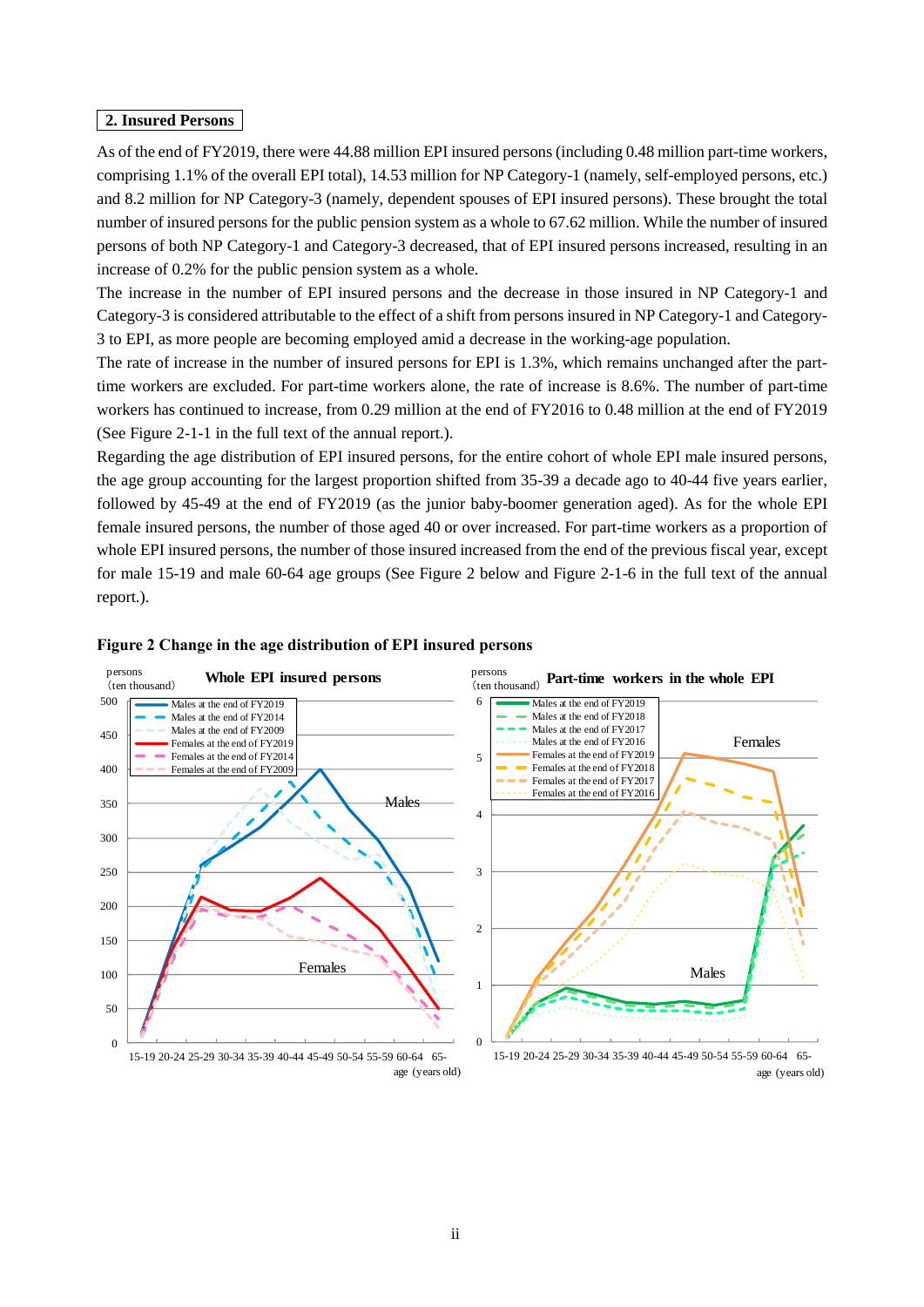## 2. Insured Persons

As of the end of FY2019, there were 44.88 million EPI insured persons (including 0.48 million part-time workers, comprising 1.1% of the overall EPI total), 14.53 million for NP Category-1 (namely, self-employed persons, etc.) and 8.2 million for NP Category-3 (namely, dependent spouses of EPI insured persons). These brought the total number of insured persons for the public pension system as a whole to 67.62 million. While the number of insured persons of both NP Category-1 and Category-3 decreased, that of EPI insured persons increased, resulting in an increase of 0.2% for the public pension system as a whole.

The increase in the number of EPI insured persons and the decrease in those insured in NP Category-1 and Category-3 is considered attributable to the effect of a shift from persons insured in NP Category-1 and Category-3 to EPI, as more people are becoming employed amid a decrease in the working-age population.

The rate of increase in the number of insured persons for EPI is 1.3%, which remains unchanged after the part-time workers are excluded. For part-time workers alone, the rate of increase is 8.6%. The number of part-time workers has continued to increase, from 0.29 million at the end of FY2016 to 0.48 million at the end of FY2019 (See Figure 2-1-1 in the full text of the annual report.).

Regarding the age distribution of EPI insured persons, for the entire cohort of whole EPI male insured persons, the age group accounting for the largest proportion shifted from 35-39 a decade ago to 40-44 five years earlier, followed by 45-49 at the end of FY2019 (as the junior baby-boomer generation aged). As for the whole EPI female insured persons, the number of those aged 40 or over increased. For part-time workers as a proportion of whole EPI insured persons, the number of those insured increased from the end of the previous fiscal year, except for male 15-19 and male 60-64 age groups (See Figure 2 below and Figure 2-1-6 in the full text of the annual report.).

**Figure 2 Change in the age distribution of EPI insured persons**

**Whole EPI insured persons**

persons
(ten thousand)

500
450
400
350
300
250
200
150
100
50
0

Males at the end of FY2019
Males at the end of FY2014
Males at the end of FY2009
Females at the end of FY2019
Females at the end of FY2014
Females at the end of FY2009

Males
Females

15-19 20-24 25-29 30-34 35-39 40-44 45-49 50-54 55-59 60-64 65-
age (years old)

**Part-time workers in the whole EPI**

persons
(ten thousand)

6
5
4
3
2
1
0

Males at the end of FY2019
Males at the end of FY2018
Males at the end of FY2017
Males at the end of FY2016
Females at the end of FY2019
Females at the end of FY2018
Females at the end of FY2017
Females at the end of FY2016

Females
Males

15-19 20-24 25-29 30-34 35-39 40-44 45-49 50-54 55-59 60-64 65-
age (years old)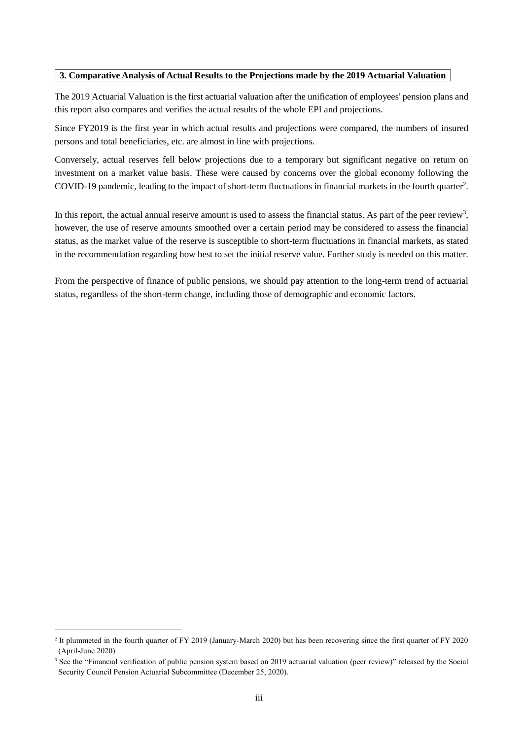## 3. Comparative Analysis of Actual Results to the Projections made by the 2019 Actuarial Valuation

The 2019 Actuarial Valuation is the first actuarial valuation after the unification of employees' pension plans and this report also compares and verifies the actual results of the whole EPI and projections.

Since FY2019 is the first year in which actual results and projections were compared, the numbers of insured persons and total beneficiaries, etc. are almost in line with projections.

Conversely, actual reserves fell below projections due to a temporary but significant negative on return on investment on a market value basis. These were caused by concerns over the global economy following the COVID-19 pandemic, leading to the impact of short-term fluctuations in financial markets in the fourth quarter[2].

In this report, the actual annual reserve amount is used to assess the financial status. As part of the peer review[3], however, the use of reserve amounts smoothed over a certain period may be considered to assess the financial status, as the market value of the reserve is susceptible to short-term fluctuations in financial markets, as stated in the recommendation regarding how best to set the initial reserve value. Further study is needed on this matter.

From the perspective of finance of public pensions, we should pay attention to the long-term trend of actuarial status, regardless of the short-term change, including those of demographic and economic factors.

---

[2] It plummeted in the fourth quarter of FY 2019 (January-March 2020) but has been recovering since the first quarter of FY 2020 (April-June 2020).

[3] See the "Financial verification of public pension system based on 2019 actuarial valuation (peer review)" released by the Social Security Council Pension Actuarial Subcommittee (December 25, 2020).